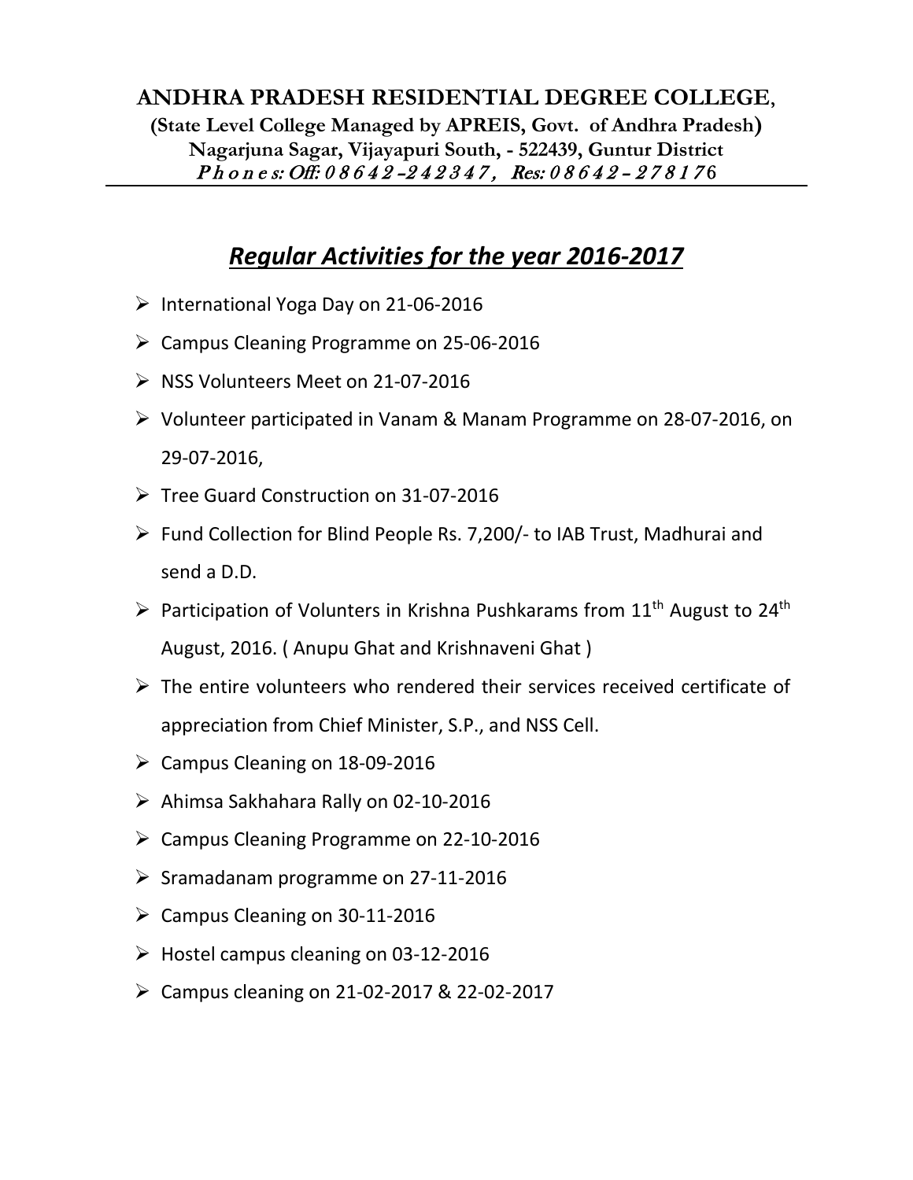**ANDHRA PRADESH RESIDENTIAL DEGREE COLLEGE**,

**(State Level College Managed by APREIS, Govt. of Andhra Pradesh)**

**Nagarjuna Sagar, Vijayapuri South, - 522439, Guntur District**

*Phones: Off: 08642-242347, Res: 08642-2781 76*

## *Regular Activities for the year 2016-2017*

- International Yoga Day on 21-06-2016
- Campus Cleaning Programme on 25-06-2016
- NSS Volunteers Meet on 21-07-2016
- Volunteer participated in Vanam & Manam Programme on 28-07-2016, on 29-07-2016,
- Tree Guard Construction on 31-07-2016
- Fund Collection for Blind People Rs. 7,200/- to IAB Trust, Madhurai and send a D.D.
- Participation of Volunters in Krishna Pushkarams from 11th August to 24th August, 2016. ( Anupu Ghat and Krishnaveni Ghat )
- The entire volunteers who rendered their services received certificate of appreciation from Chief Minister, S.P., and NSS Cell.
- Campus Cleaning on 18-09-2016
- Ahimsa Sakhahara Rally on 02-10-2016
- Campus Cleaning Programme on 22-10-2016
- Sramadanam programme on 27-11-2016
- Campus Cleaning on 30-11-2016
- Hostel campus cleaning on 03-12-2016
- Campus cleaning on 21-02-2017 & 22-02-2017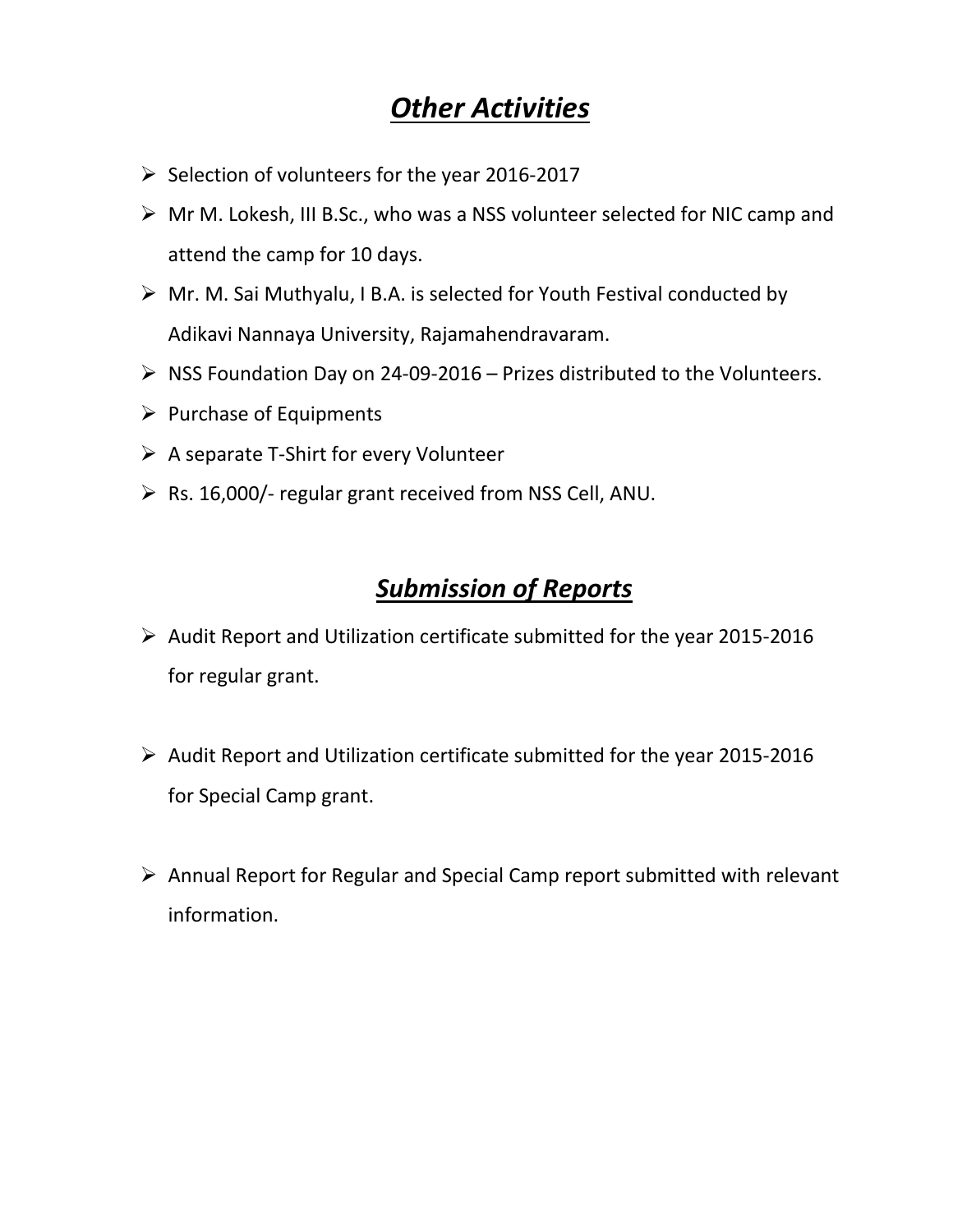## ***Other Activities***

- Selection of volunteers for the year 2016-2017
- Mr M. Lokesh, III B.Sc., who was a NSS volunteer selected for NIC camp and attend the camp for 10 days.
- Mr. M. Sai Muthyalu, I B.A. is selected for Youth Festival conducted by Adikavi Nannaya University, Rajamahendravaram.
- NSS Foundation Day on 24-09-2016 – Prizes distributed to the Volunteers.
- Purchase of Equipments
- A separate T-Shirt for every Volunteer
- Rs. 16,000/- regular grant received from NSS Cell, ANU.

## ***Submission of Reports***

- Audit Report and Utilization certificate submitted for the year 2015-2016 for regular grant.
- Audit Report and Utilization certificate submitted for the year 2015-2016 for Special Camp grant.
- Annual Report for Regular and Special Camp report submitted with relevant information.